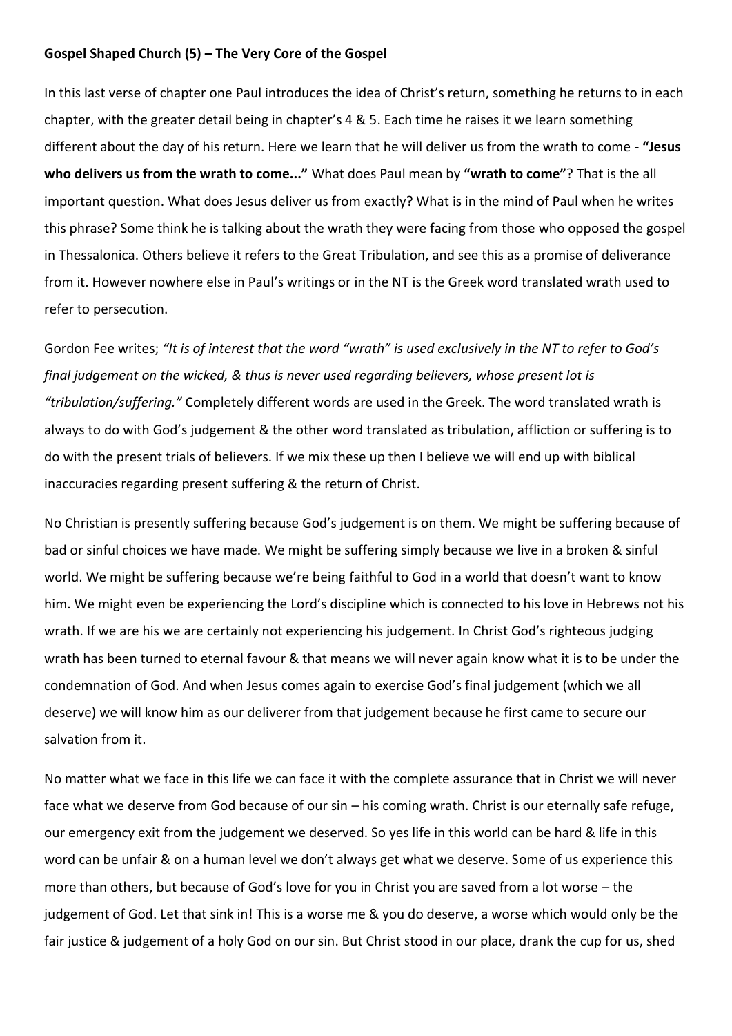**Gospel Shaped Church (5) – The Very Core of the Gospel**

In this last verse of chapter one Paul introduces the idea of Christ's return, something he returns to in each chapter, with the greater detail being in chapter's 4 & 5. Each time he raises it we learn something different about the day of his return. Here we learn that he will deliver us from the wrath to come - **"Jesus who delivers us from the wrath to come..."** What does Paul mean by **"wrath to come"**? That is the all important question. What does Jesus deliver us from exactly? What is in the mind of Paul when he writes this phrase? Some think he is talking about the wrath they were facing from those who opposed the gospel in Thessalonica. Others believe it refers to the Great Tribulation, and see this as a promise of deliverance from it. However nowhere else in Paul's writings or in the NT is the Greek word translated wrath used to refer to persecution.

Gordon Fee writes; *"It is of interest that the word "wrath" is used exclusively in the NT to refer to God's final judgement on the wicked, & thus is never used regarding believers, whose present lot is "tribulation/suffering."* Completely different words are used in the Greek. The word translated wrath is always to do with God's judgement & the other word translated as tribulation, affliction or suffering is to do with the present trials of believers. If we mix these up then I believe we will end up with biblical inaccuracies regarding present suffering & the return of Christ.

No Christian is presently suffering because God's judgement is on them. We might be suffering because of bad or sinful choices we have made. We might be suffering simply because we live in a broken & sinful world. We might be suffering because we're being faithful to God in a world that doesn't want to know him. We might even be experiencing the Lord's discipline which is connected to his love in Hebrews not his wrath. If we are his we are certainly not experiencing his judgement. In Christ God's righteous judging wrath has been turned to eternal favour & that means we will never again know what it is to be under the condemnation of God. And when Jesus comes again to exercise God's final judgement (which we all deserve) we will know him as our deliverer from that judgement because he first came to secure our salvation from it.

No matter what we face in this life we can face it with the complete assurance that in Christ we will never face what we deserve from God because of our sin – his coming wrath. Christ is our eternally safe refuge, our emergency exit from the judgement we deserved. So yes life in this world can be hard & life in this word can be unfair & on a human level we don't always get what we deserve. Some of us experience this more than others, but because of God's love for you in Christ you are saved from a lot worse – the judgement of God. Let that sink in! This is a worse me & you do deserve, a worse which would only be the fair justice & judgement of a holy God on our sin. But Christ stood in our place, drank the cup for us, shed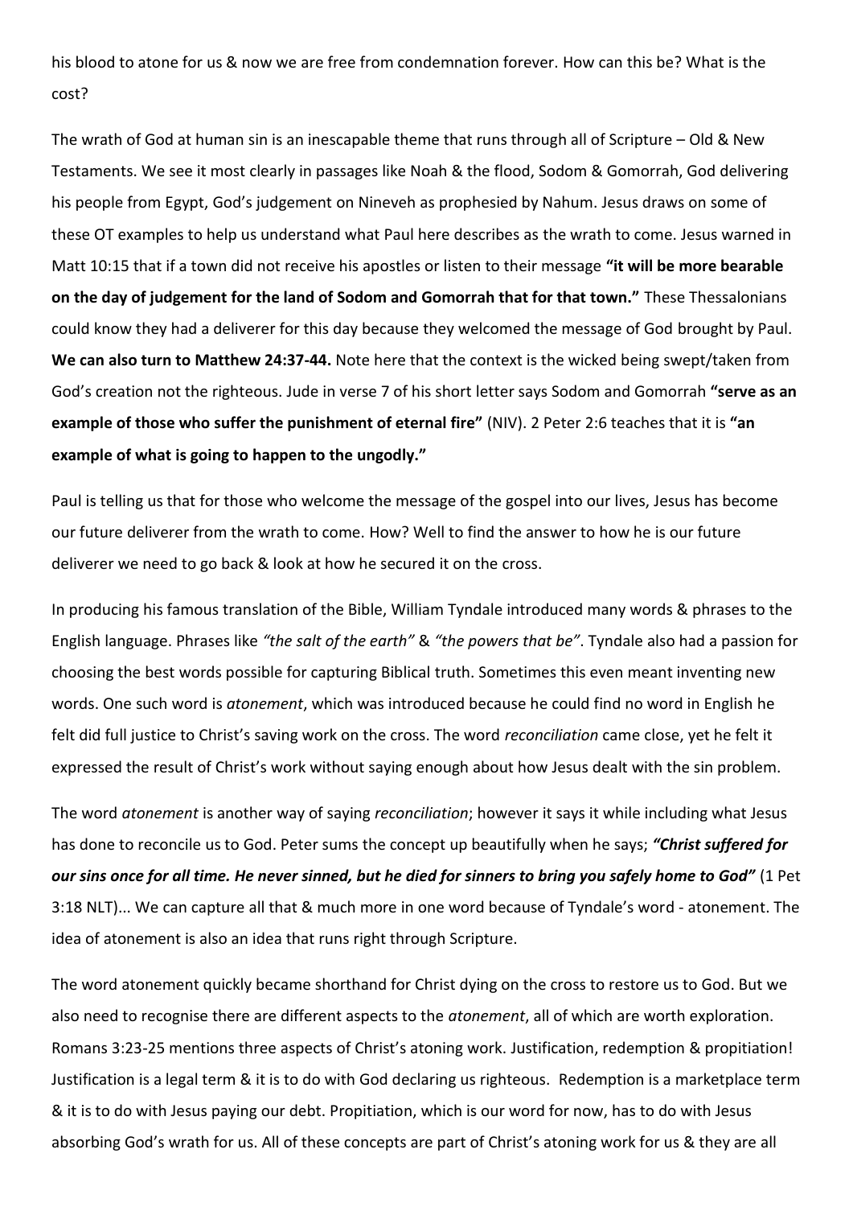his blood to atone for us & now we are free from condemnation forever. How can this be? What is the cost?

The wrath of God at human sin is an inescapable theme that runs through all of Scripture – Old & New Testaments. We see it most clearly in passages like Noah & the flood, Sodom & Gomorrah, God delivering his people from Egypt, God's judgement on Nineveh as prophesied by Nahum. Jesus draws on some of these OT examples to help us understand what Paul here describes as the wrath to come. Jesus warned in Matt 10:15 that if a town did not receive his apostles or listen to their message **"it will be more bearable on the day of judgement for the land of Sodom and Gomorrah that for that town."** These Thessalonians could know they had a deliverer for this day because they welcomed the message of God brought by Paul. **We can also turn to Matthew 24:37-44.** Note here that the context is the wicked being swept/taken from God's creation not the righteous. Jude in verse 7 of his short letter says Sodom and Gomorrah **"serve as an example of those who suffer the punishment of eternal fire"** (NIV). 2 Peter 2:6 teaches that it is **"an example of what is going to happen to the ungodly."**

Paul is telling us that for those who welcome the message of the gospel into our lives, Jesus has become our future deliverer from the wrath to come. How? Well to find the answer to how he is our future deliverer we need to go back & look at how he secured it on the cross.

In producing his famous translation of the Bible, William Tyndale introduced many words & phrases to the English language. Phrases like *"the salt of the earth"* & *"the powers that be"*. Tyndale also had a passion for choosing the best words possible for capturing Biblical truth. Sometimes this even meant inventing new words. One such word is *atonement*, which was introduced because he could find no word in English he felt did full justice to Christ's saving work on the cross. The word *reconciliation* came close, yet he felt it expressed the result of Christ's work without saying enough about how Jesus dealt with the sin problem.

The word *atonement* is another way of saying *reconciliation*; however it says it while including what Jesus has done to reconcile us to God. Peter sums the concept up beautifully when he says; ***"Christ suffered for our sins once for all time. He never sinned, but he died for sinners to bring you safely home to God"*** (1 Pet 3:18 NLT)... We can capture all that & much more in one word because of Tyndale's word - atonement. The idea of atonement is also an idea that runs right through Scripture.

The word atonement quickly became shorthand for Christ dying on the cross to restore us to God. But we also need to recognise there are different aspects to the *atonement*, all of which are worth exploration. Romans 3:23-25 mentions three aspects of Christ's atoning work. Justification, redemption & propitiation! Justification is a legal term & it is to do with God declaring us righteous. Redemption is a marketplace term & it is to do with Jesus paying our debt. Propitiation, which is our word for now, has to do with Jesus absorbing God's wrath for us. All of these concepts are part of Christ's atoning work for us & they are all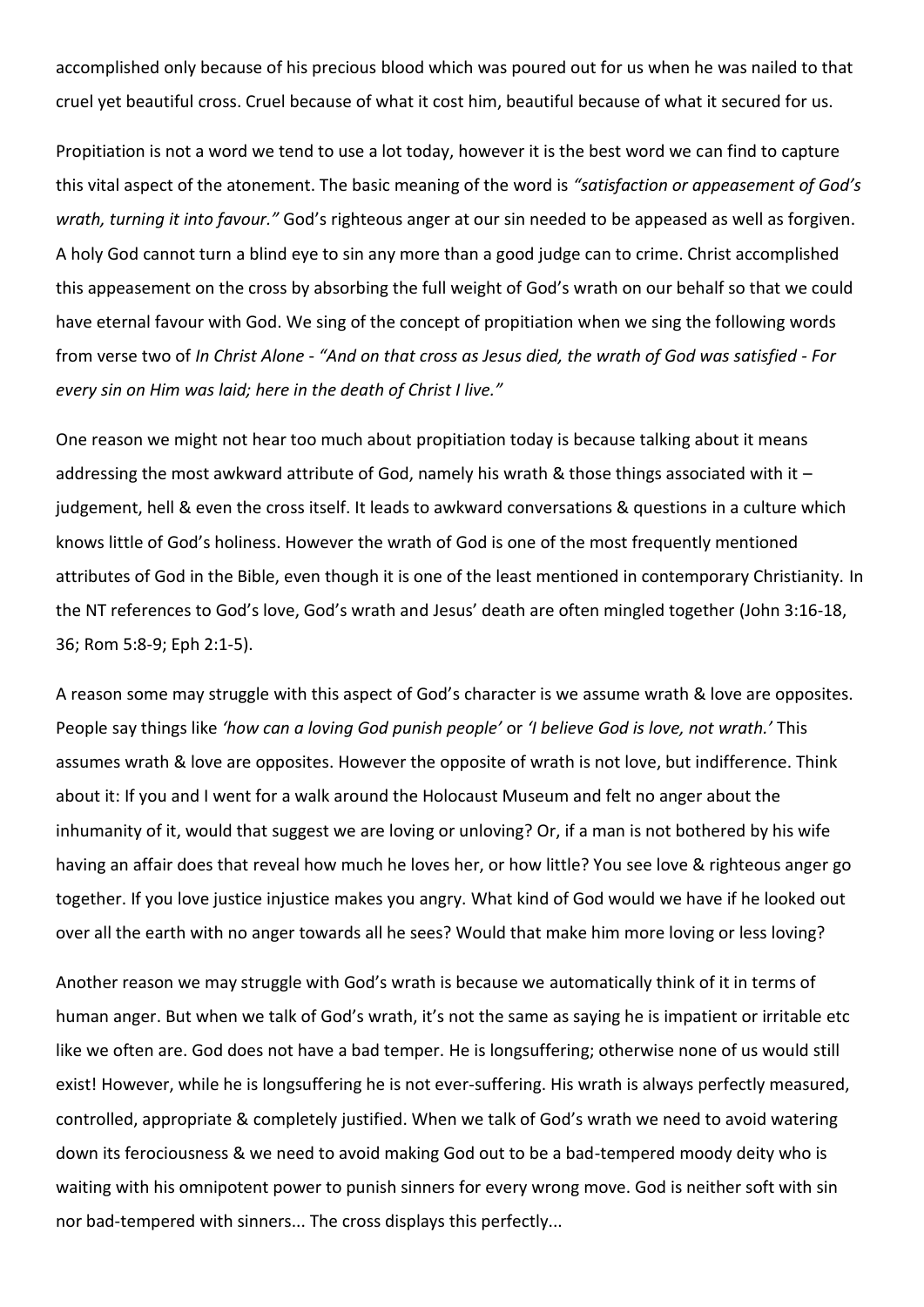accomplished only because of his precious blood which was poured out for us when he was nailed to that cruel yet beautiful cross. Cruel because of what it cost him, beautiful because of what it secured for us.

Propitiation is not a word we tend to use a lot today, however it is the best word we can find to capture this vital aspect of the atonement. The basic meaning of the word is *"satisfaction or appeasement of God's wrath, turning it into favour."* God's righteous anger at our sin needed to be appeased as well as forgiven. A holy God cannot turn a blind eye to sin any more than a good judge can to crime. Christ accomplished this appeasement on the cross by absorbing the full weight of God's wrath on our behalf so that we could have eternal favour with God. We sing of the concept of propitiation when we sing the following words from verse two of *In Christ Alone - "And on that cross as Jesus died, the wrath of God was satisfied - For every sin on Him was laid; here in the death of Christ I live."*

One reason we might not hear too much about propitiation today is because talking about it means addressing the most awkward attribute of God, namely his wrath & those things associated with it – judgement, hell & even the cross itself. It leads to awkward conversations & questions in a culture which knows little of God's holiness. However the wrath of God is one of the most frequently mentioned attributes of God in the Bible, even though it is one of the least mentioned in contemporary Christianity. In the NT references to God's love, God's wrath and Jesus' death are often mingled together (John 3:16-18, 36; Rom 5:8-9; Eph 2:1-5).

A reason some may struggle with this aspect of God's character is we assume wrath & love are opposites. People say things like *'how can a loving God punish people'* or *'I believe God is love, not wrath.'* This assumes wrath & love are opposites. However the opposite of wrath is not love, but indifference. Think about it: If you and I went for a walk around the Holocaust Museum and felt no anger about the inhumanity of it, would that suggest we are loving or unloving? Or, if a man is not bothered by his wife having an affair does that reveal how much he loves her, or how little? You see love & righteous anger go together. If you love justice injustice makes you angry. What kind of God would we have if he looked out over all the earth with no anger towards all he sees? Would that make him more loving or less loving?

Another reason we may struggle with God's wrath is because we automatically think of it in terms of human anger. But when we talk of God's wrath, it's not the same as saying he is impatient or irritable etc like we often are. God does not have a bad temper. He is longsuffering; otherwise none of us would still exist! However, while he is longsuffering he is not ever-suffering. His wrath is always perfectly measured, controlled, appropriate & completely justified. When we talk of God's wrath we need to avoid watering down its ferociousness & we need to avoid making God out to be a bad-tempered moody deity who is waiting with his omnipotent power to punish sinners for every wrong move. God is neither soft with sin nor bad-tempered with sinners... The cross displays this perfectly...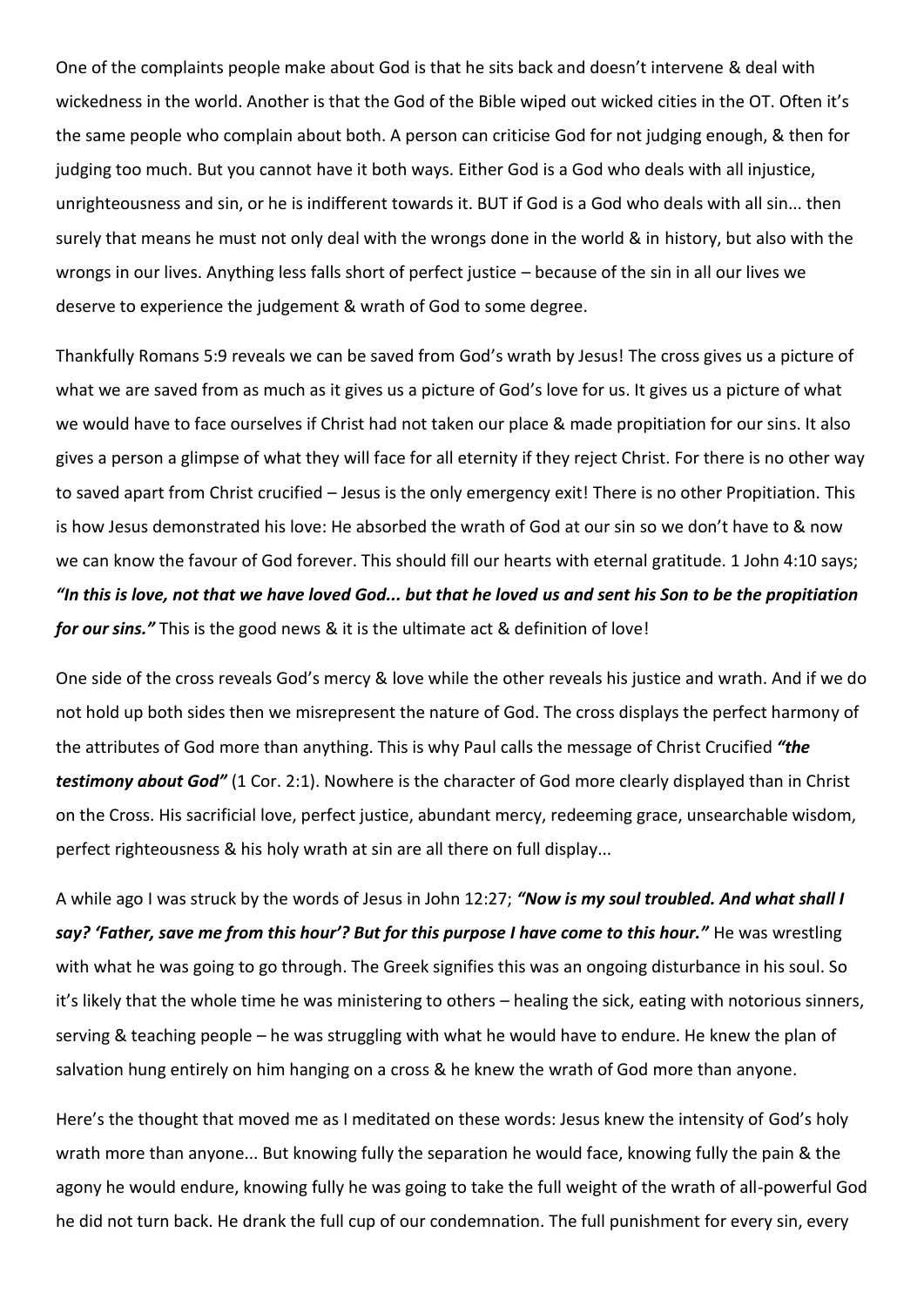One of the complaints people make about God is that he sits back and doesn't intervene & deal with wickedness in the world. Another is that the God of the Bible wiped out wicked cities in the OT. Often it's the same people who complain about both. A person can criticise God for not judging enough, & then for judging too much. But you cannot have it both ways. Either God is a God who deals with all injustice, unrighteousness and sin, or he is indifferent towards it. BUT if God is a God who deals with all sin... then surely that means he must not only deal with the wrongs done in the world & in history, but also with the wrongs in our lives. Anything less falls short of perfect justice – because of the sin in all our lives we deserve to experience the judgement & wrath of God to some degree.

Thankfully Romans 5:9 reveals we can be saved from God's wrath by Jesus! The cross gives us a picture of what we are saved from as much as it gives us a picture of God's love for us. It gives us a picture of what we would have to face ourselves if Christ had not taken our place & made propitiation for our sins. It also gives a person a glimpse of what they will face for all eternity if they reject Christ. For there is no other way to saved apart from Christ crucified – Jesus is the only emergency exit! There is no other Propitiation. This is how Jesus demonstrated his love: He absorbed the wrath of God at our sin so we don't have to & now we can know the favour of God forever. This should fill our hearts with eternal gratitude. 1 John 4:10 says; ***"In this is love, not that we have loved God... but that he loved us and sent his Son to be the propitiation for our sins."*** This is the good news & it is the ultimate act & definition of love!

One side of the cross reveals God's mercy & love while the other reveals his justice and wrath. And if we do not hold up both sides then we misrepresent the nature of God. The cross displays the perfect harmony of the attributes of God more than anything. This is why Paul calls the message of Christ Crucified ***"the testimony about God"*** (1 Cor. 2:1). Nowhere is the character of God more clearly displayed than in Christ on the Cross. His sacrificial love, perfect justice, abundant mercy, redeeming grace, unsearchable wisdom, perfect righteousness & his holy wrath at sin are all there on full display...

A while ago I was struck by the words of Jesus in John 12:27; ***"Now is my soul troubled. And what shall I say? 'Father, save me from this hour'? But for this purpose I have come to this hour."*** He was wrestling with what he was going to go through. The Greek signifies this was an ongoing disturbance in his soul. So it's likely that the whole time he was ministering to others – healing the sick, eating with notorious sinners, serving & teaching people – he was struggling with what he would have to endure. He knew the plan of salvation hung entirely on him hanging on a cross & he knew the wrath of God more than anyone.

Here's the thought that moved me as I meditated on these words: Jesus knew the intensity of God's holy wrath more than anyone... But knowing fully the separation he would face, knowing fully the pain & the agony he would endure, knowing fully he was going to take the full weight of the wrath of all-powerful God he did not turn back. He drank the full cup of our condemnation. The full punishment for every sin, every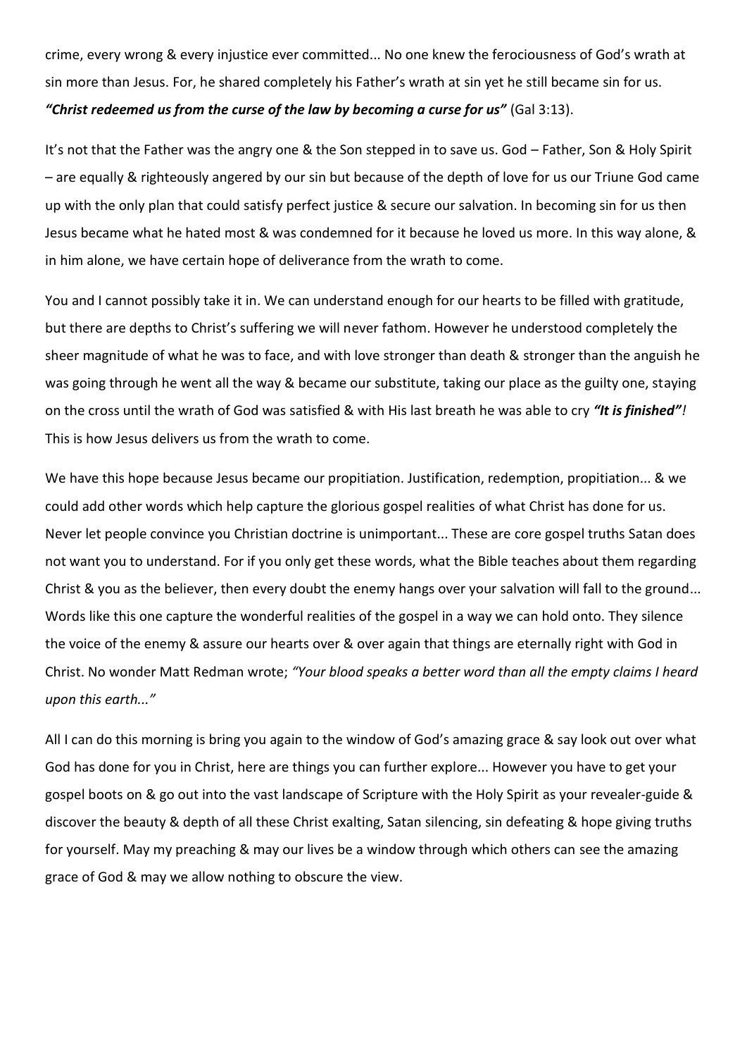crime, every wrong & every injustice ever committed... No one knew the ferociousness of God's wrath at sin more than Jesus. For, he shared completely his Father's wrath at sin yet he still became sin for us. ***"Christ redeemed us from the curse of the law by becoming a curse for us"*** (Gal 3:13).

It's not that the Father was the angry one & the Son stepped in to save us. God – Father, Son & Holy Spirit – are equally & righteously angered by our sin but because of the depth of love for us our Triune God came up with the only plan that could satisfy perfect justice & secure our salvation. In becoming sin for us then Jesus became what he hated most & was condemned for it because he loved us more. In this way alone, & in him alone, we have certain hope of deliverance from the wrath to come.

You and I cannot possibly take it in. We can understand enough for our hearts to be filled with gratitude, but there are depths to Christ's suffering we will never fathom. However he understood completely the sheer magnitude of what he was to face, and with love stronger than death & stronger than the anguish he was going through he went all the way & became our substitute, taking our place as the guilty one, staying on the cross until the wrath of God was satisfied & with His last breath he was able to cry ***"It is finished"****!* This is how Jesus delivers us from the wrath to come.

We have this hope because Jesus became our propitiation. Justification, redemption, propitiation... & we could add other words which help capture the glorious gospel realities of what Christ has done for us. Never let people convince you Christian doctrine is unimportant... These are core gospel truths Satan does not want you to understand. For if you only get these words, what the Bible teaches about them regarding Christ & you as the believer, then every doubt the enemy hangs over your salvation will fall to the ground... Words like this one capture the wonderful realities of the gospel in a way we can hold onto. They silence the voice of the enemy & assure our hearts over & over again that things are eternally right with God in Christ. No wonder Matt Redman wrote; *"Your blood speaks a better word than all the empty claims I heard upon this earth..."*

All I can do this morning is bring you again to the window of God's amazing grace & say look out over what God has done for you in Christ, here are things you can further explore... However you have to get your gospel boots on & go out into the vast landscape of Scripture with the Holy Spirit as your revealer-guide & discover the beauty & depth of all these Christ exalting, Satan silencing, sin defeating & hope giving truths for yourself. May my preaching & may our lives be a window through which others can see the amazing grace of God & may we allow nothing to obscure the view.